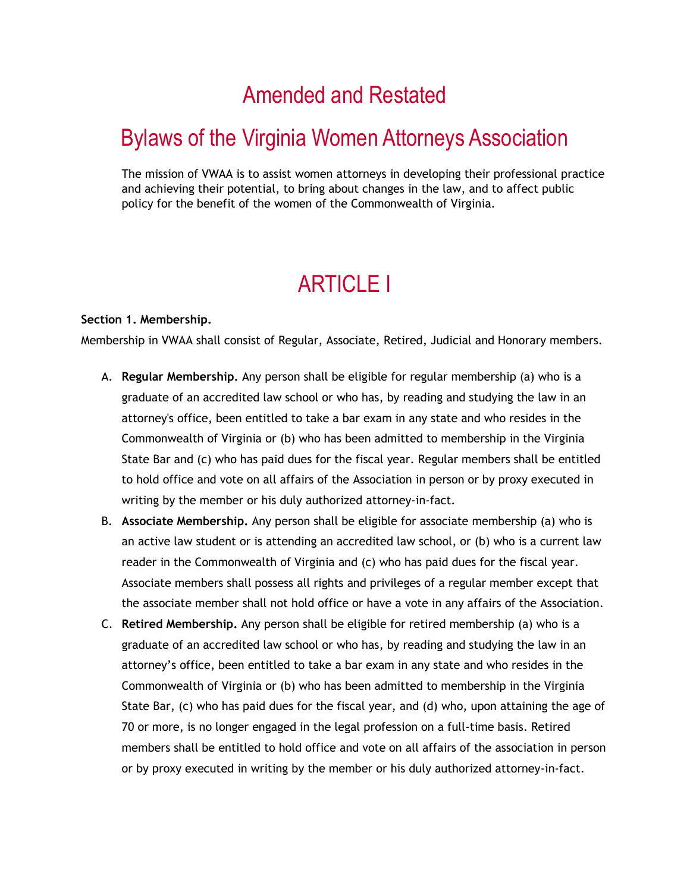# Amended and Restated

# Bylaws of the Virginia Women Attorneys Association

The mission of VWAA is to assist women attorneys in developing their professional practice and achieving their potential, to bring about changes in the law, and to affect public policy for the benefit of the women of the Commonwealth of Virginia.

# ARTICLE I

**Section 1. Membership.**

Membership in VWAA shall consist of Regular, Associate, Retired, Judicial and Honorary members.

A. **Regular Membership.** Any person shall be eligible for regular membership (a) who is a graduate of an accredited law school or who has, by reading and studying the law in an attorney's office, been entitled to take a bar exam in any state and who resides in the Commonwealth of Virginia or (b) who has been admitted to membership in the Virginia State Bar and (c) who has paid dues for the fiscal year. Regular members shall be entitled to hold office and vote on all affairs of the Association in person or by proxy executed in writing by the member or his duly authorized attorney-in-fact.

B. **Associate Membership.** Any person shall be eligible for associate membership (a) who is an active law student or is attending an accredited law school, or (b) who is a current law reader in the Commonwealth of Virginia and (c) who has paid dues for the fiscal year. Associate members shall possess all rights and privileges of a regular member except that the associate member shall not hold office or have a vote in any affairs of the Association.

C. **Retired Membership.** Any person shall be eligible for retired membership (a) who is a graduate of an accredited law school or who has, by reading and studying the law in an attorney's office, been entitled to take a bar exam in any state and who resides in the Commonwealth of Virginia or (b) who has been admitted to membership in the Virginia State Bar, (c) who has paid dues for the fiscal year, and (d) who, upon attaining the age of 70 or more, is no longer engaged in the legal profession on a full-time basis. Retired members shall be entitled to hold office and vote on all affairs of the association in person or by proxy executed in writing by the member or his duly authorized attorney-in-fact.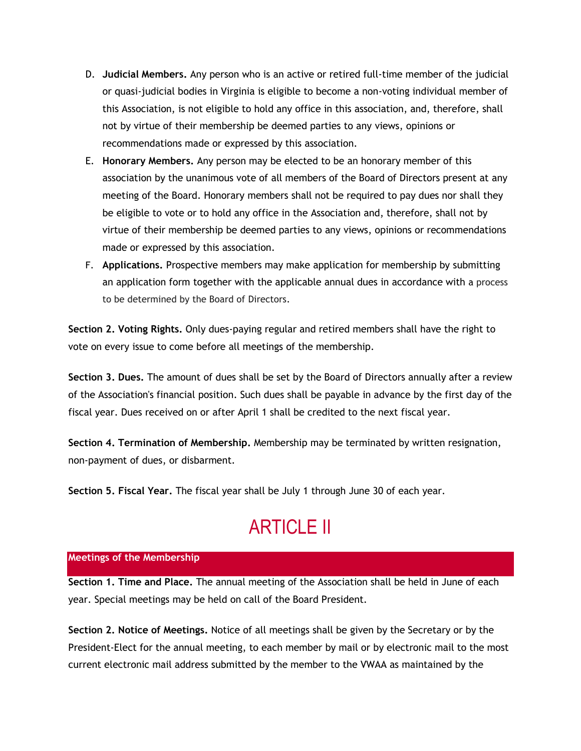D. **Judicial Members.** Any person who is an active or retired full-time member of the judicial or quasi-judicial bodies in Virginia is eligible to become a non-voting individual member of this Association, is not eligible to hold any office in this association, and, therefore, shall not by virtue of their membership be deemed parties to any views, opinions or recommendations made or expressed by this association.

E. **Honorary Members.** Any person may be elected to be an honorary member of this association by the unanimous vote of all members of the Board of Directors present at any meeting of the Board. Honorary members shall not be required to pay dues nor shall they be eligible to vote or to hold any office in the Association and, therefore, shall not by virtue of their membership be deemed parties to any views, opinions or recommendations made or expressed by this association.

F. **Applications.** Prospective members may make application for membership by submitting an application form together with the applicable annual dues in accordance with a process to be determined by the Board of Directors.

**Section 2. Voting Rights.** Only dues-paying regular and retired members shall have the right to vote on every issue to come before all meetings of the membership.

**Section 3. Dues.** The amount of dues shall be set by the Board of Directors annually after a review of the Association's financial position. Such dues shall be payable in advance by the first day of the fiscal year. Dues received on or after April 1 shall be credited to the next fiscal year.

**Section 4. Termination of Membership.** Membership may be terminated by written resignation, non-payment of dues, or disbarment.

**Section 5. Fiscal Year.** The fiscal year shall be July 1 through June 30 of each year.

# ARTICLE II

## Meetings of the Membership

**Section 1. Time and Place.** The annual meeting of the Association shall be held in June of each year. Special meetings may be held on call of the Board President.

**Section 2. Notice of Meetings.** Notice of all meetings shall be given by the Secretary or by the President-Elect for the annual meeting, to each member by mail or by electronic mail to the most current electronic mail address submitted by the member to the VWAA as maintained by the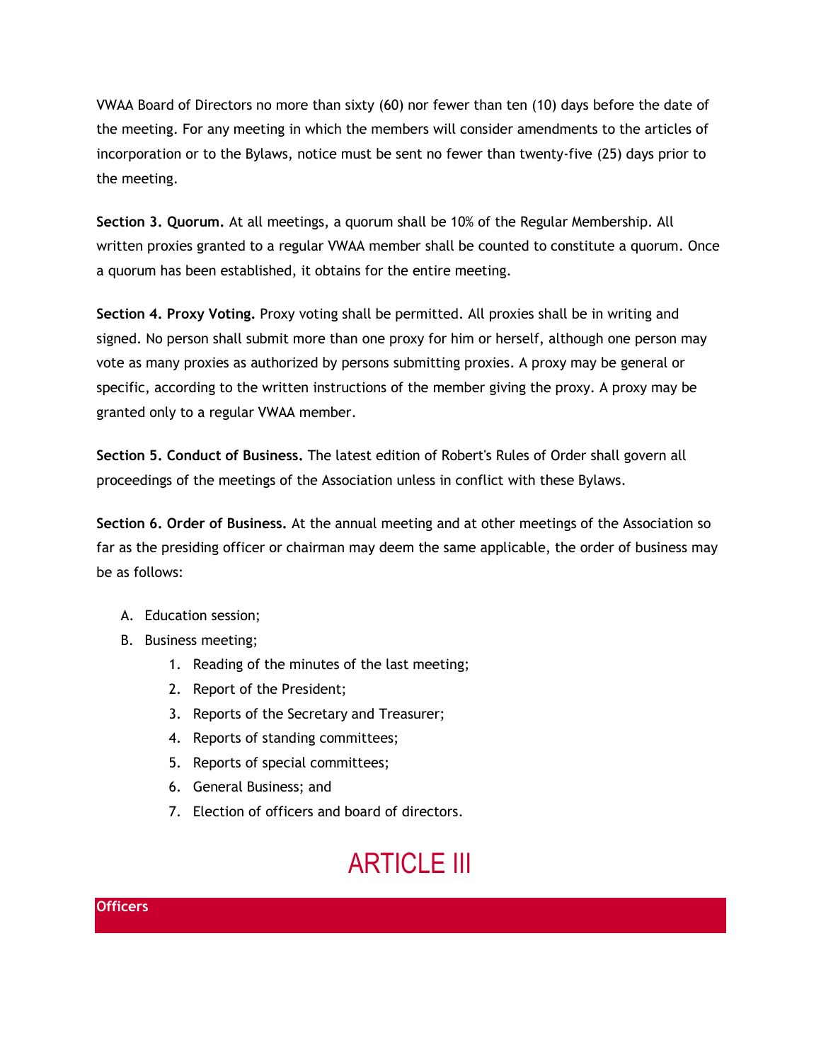VWAA Board of Directors no more than sixty (60) nor fewer than ten (10) days before the date of the meeting. For any meeting in which the members will consider amendments to the articles of incorporation or to the Bylaws, notice must be sent no fewer than twenty-five (25) days prior to the meeting.

**Section 3. Quorum.** At all meetings, a quorum shall be 10% of the Regular Membership. All written proxies granted to a regular VWAA member shall be counted to constitute a quorum. Once a quorum has been established, it obtains for the entire meeting.

**Section 4. Proxy Voting.** Proxy voting shall be permitted. All proxies shall be in writing and signed. No person shall submit more than one proxy for him or herself, although one person may vote as many proxies as authorized by persons submitting proxies. A proxy may be general or specific, according to the written instructions of the member giving the proxy. A proxy may be granted only to a regular VWAA member.

**Section 5. Conduct of Business.** The latest edition of Robert's Rules of Order shall govern all proceedings of the meetings of the Association unless in conflict with these Bylaws.

**Section 6. Order of Business.** At the annual meeting and at other meetings of the Association so far as the presiding officer or chairman may deem the same applicable, the order of business may be as follows:

A. Education session;
B. Business meeting;
    1. Reading of the minutes of the last meeting;
    2. Report of the President;
    3. Reports of the Secretary and Treasurer;
    4. Reports of standing committees;
    5. Reports of special committees;
    6. General Business; and
    7. Election of officers and board of directors.

# ARTICLE III

## Officers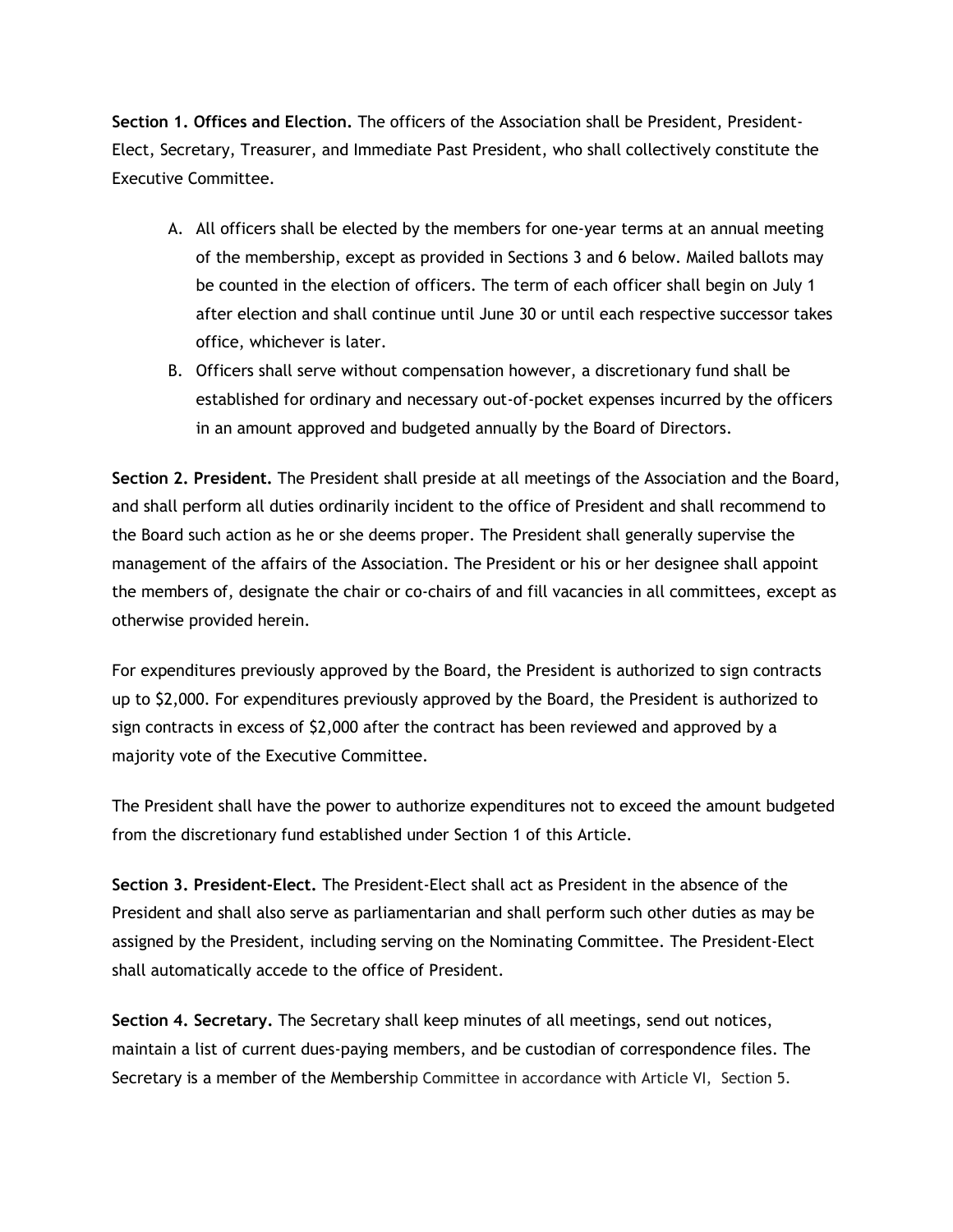**Section 1. Offices and Election.** The officers of the Association shall be President, President-Elect, Secretary, Treasurer, and Immediate Past President, who shall collectively constitute the Executive Committee.

A. All officers shall be elected by the members for one-year terms at an annual meeting of the membership, except as provided in Sections 3 and 6 below. Mailed ballots may be counted in the election of officers. The term of each officer shall begin on July 1 after election and shall continue until June 30 or until each respective successor takes office, whichever is later.
B. Officers shall serve without compensation however, a discretionary fund shall be established for ordinary and necessary out-of-pocket expenses incurred by the officers in an amount approved and budgeted annually by the Board of Directors.

**Section 2. President.** The President shall preside at all meetings of the Association and the Board, and shall perform all duties ordinarily incident to the office of President and shall recommend to the Board such action as he or she deems proper. The President shall generally supervise the management of the affairs of the Association. The President or his or her designee shall appoint the members of, designate the chair or co-chairs of and fill vacancies in all committees, except as otherwise provided herein.

For expenditures previously approved by the Board, the President is authorized to sign contracts up to $2,000. For expenditures previously approved by the Board, the President is authorized to sign contracts in excess of $2,000 after the contract has been reviewed and approved by a majority vote of the Executive Committee.

The President shall have the power to authorize expenditures not to exceed the amount budgeted from the discretionary fund established under Section 1 of this Article.

**Section 3. President-Elect.** The President-Elect shall act as President in the absence of the President and shall also serve as parliamentarian and shall perform such other duties as may be assigned by the President, including serving on the Nominating Committee. The President-Elect shall automatically accede to the office of President.

**Section 4. Secretary.** The Secretary shall keep minutes of all meetings, send out notices, maintain a list of current dues-paying members, and be custodian of correspondence files. The Secretary is a member of the Membership Committee in accordance with Article VI, Section 5.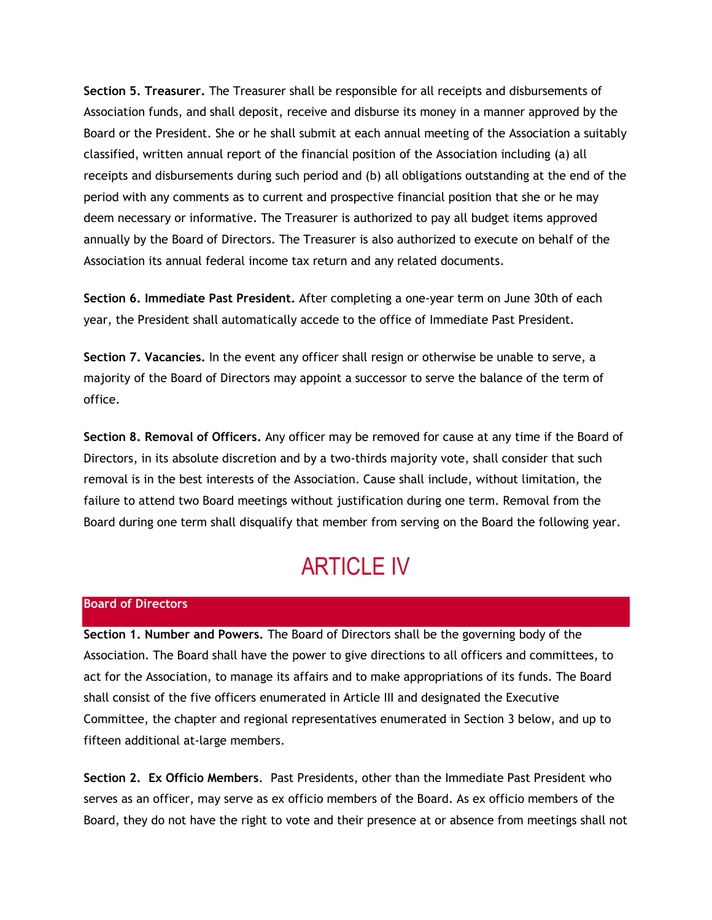**Section 5. Treasurer.** The Treasurer shall be responsible for all receipts and disbursements of Association funds, and shall deposit, receive and disburse its money in a manner approved by the Board or the President. She or he shall submit at each annual meeting of the Association a suitably classified, written annual report of the financial position of the Association including (a) all receipts and disbursements during such period and (b) all obligations outstanding at the end of the period with any comments as to current and prospective financial position that she or he may deem necessary or informative. The Treasurer is authorized to pay all budget items approved annually by the Board of Directors. The Treasurer is also authorized to execute on behalf of the Association its annual federal income tax return and any related documents.

**Section 6. Immediate Past President.** After completing a one-year term on June 30th of each year, the President shall automatically accede to the office of Immediate Past President.

**Section 7. Vacancies.** In the event any officer shall resign or otherwise be unable to serve, a majority of the Board of Directors may appoint a successor to serve the balance of the term of office.

**Section 8. Removal of Officers.** Any officer may be removed for cause at any time if the Board of Directors, in its absolute discretion and by a two-thirds majority vote, shall consider that such removal is in the best interests of the Association. Cause shall include, without limitation, the failure to attend two Board meetings without justification during one term. Removal from the Board during one term shall disqualify that member from serving on the Board the following year.

# ARTICLE IV

## Board of Directors

**Section 1. Number and Powers.** The Board of Directors shall be the governing body of the Association. The Board shall have the power to give directions to all officers and committees, to act for the Association, to manage its affairs and to make appropriations of its funds. The Board shall consist of the five officers enumerated in Article III and designated the Executive Committee, the chapter and regional representatives enumerated in Section 3 below, and up to fifteen additional at-large members.

**Section 2. Ex Officio Members**. Past Presidents, other than the Immediate Past President who serves as an officer, may serve as ex officio members of the Board. As ex officio members of the Board, they do not have the right to vote and their presence at or absence from meetings shall not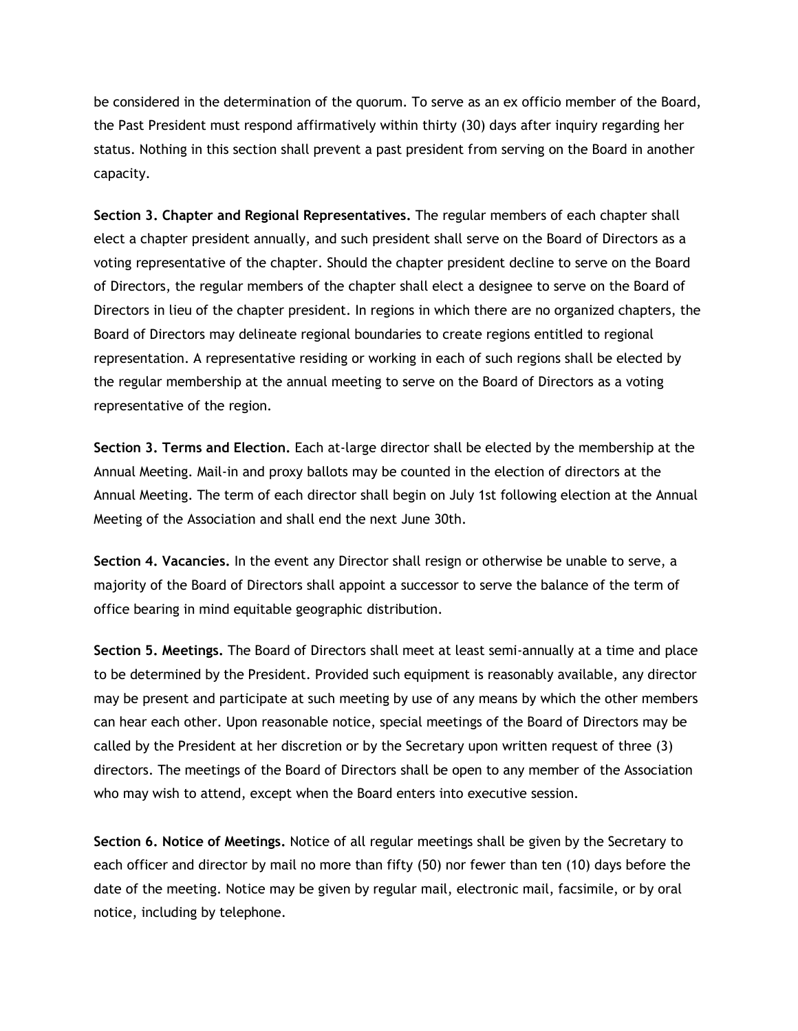be considered in the determination of the quorum. To serve as an ex officio member of the Board, the Past President must respond affirmatively within thirty (30) days after inquiry regarding her status. Nothing in this section shall prevent a past president from serving on the Board in another capacity.

**Section 3. Chapter and Regional Representatives.** The regular members of each chapter shall elect a chapter president annually, and such president shall serve on the Board of Directors as a voting representative of the chapter. Should the chapter president decline to serve on the Board of Directors, the regular members of the chapter shall elect a designee to serve on the Board of Directors in lieu of the chapter president. In regions in which there are no organized chapters, the Board of Directors may delineate regional boundaries to create regions entitled to regional representation. A representative residing or working in each of such regions shall be elected by the regular membership at the annual meeting to serve on the Board of Directors as a voting representative of the region.

**Section 3. Terms and Election.** Each at-large director shall be elected by the membership at the Annual Meeting. Mail-in and proxy ballots may be counted in the election of directors at the Annual Meeting. The term of each director shall begin on July 1st following election at the Annual Meeting of the Association and shall end the next June 30th.

**Section 4. Vacancies.** In the event any Director shall resign or otherwise be unable to serve, a majority of the Board of Directors shall appoint a successor to serve the balance of the term of office bearing in mind equitable geographic distribution.

**Section 5. Meetings.** The Board of Directors shall meet at least semi-annually at a time and place to be determined by the President. Provided such equipment is reasonably available, any director may be present and participate at such meeting by use of any means by which the other members can hear each other. Upon reasonable notice, special meetings of the Board of Directors may be called by the President at her discretion or by the Secretary upon written request of three (3) directors. The meetings of the Board of Directors shall be open to any member of the Association who may wish to attend, except when the Board enters into executive session.

**Section 6. Notice of Meetings.** Notice of all regular meetings shall be given by the Secretary to each officer and director by mail no more than fifty (50) nor fewer than ten (10) days before the date of the meeting. Notice may be given by regular mail, electronic mail, facsimile, or by oral notice, including by telephone.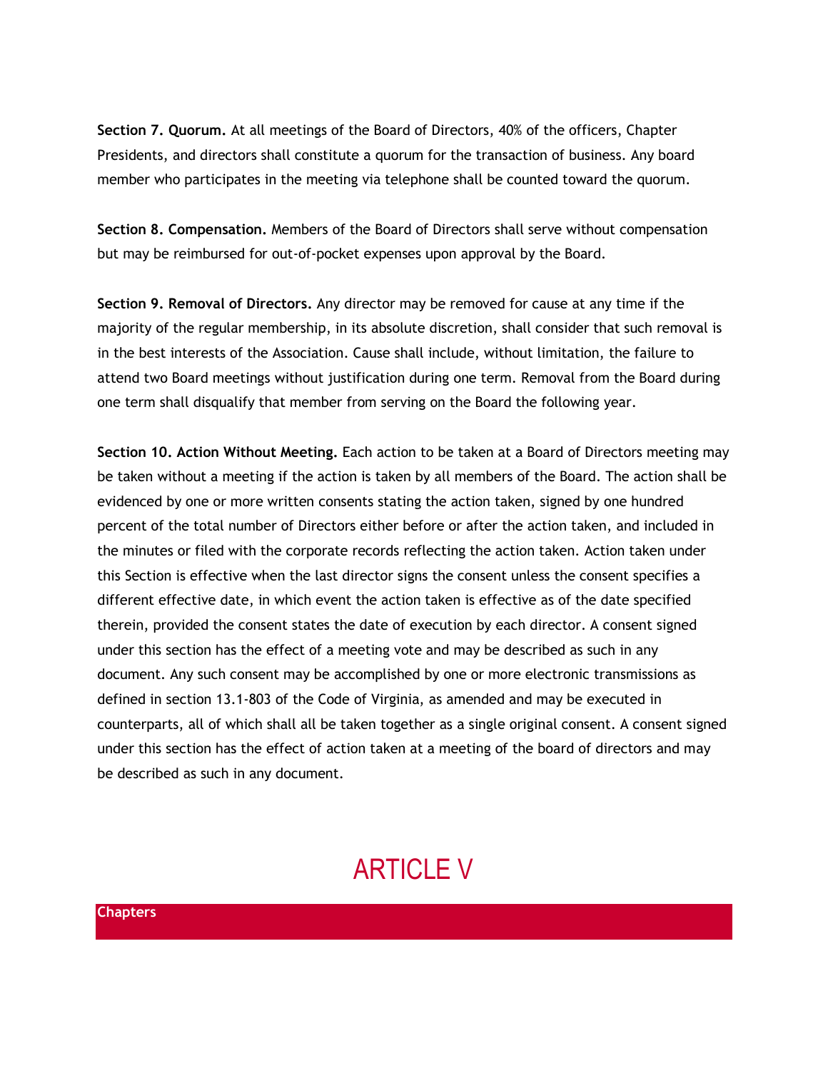**Section 7. Quorum.** At all meetings of the Board of Directors, 40% of the officers, Chapter Presidents, and directors shall constitute a quorum for the transaction of business. Any board member who participates in the meeting via telephone shall be counted toward the quorum.

**Section 8. Compensation.** Members of the Board of Directors shall serve without compensation but may be reimbursed for out-of-pocket expenses upon approval by the Board.

**Section 9. Removal of Directors.** Any director may be removed for cause at any time if the majority of the regular membership, in its absolute discretion, shall consider that such removal is in the best interests of the Association. Cause shall include, without limitation, the failure to attend two Board meetings without justification during one term. Removal from the Board during one term shall disqualify that member from serving on the Board the following year.

**Section 10. Action Without Meeting.** Each action to be taken at a Board of Directors meeting may be taken without a meeting if the action is taken by all members of the Board. The action shall be evidenced by one or more written consents stating the action taken, signed by one hundred percent of the total number of Directors either before or after the action taken, and included in the minutes or filed with the corporate records reflecting the action taken. Action taken under this Section is effective when the last director signs the consent unless the consent specifies a different effective date, in which event the action taken is effective as of the date specified therein, provided the consent states the date of execution by each director. A consent signed under this section has the effect of a meeting vote and may be described as such in any document. Any such consent may be accomplished by one or more electronic transmissions as defined in section 13.1-803 of the Code of Virginia, as amended and may be executed in counterparts, all of which shall all be taken together as a single original consent. A consent signed under this section has the effect of action taken at a meeting of the board of directors and may be described as such in any document.

# ARTICLE V

## Chapters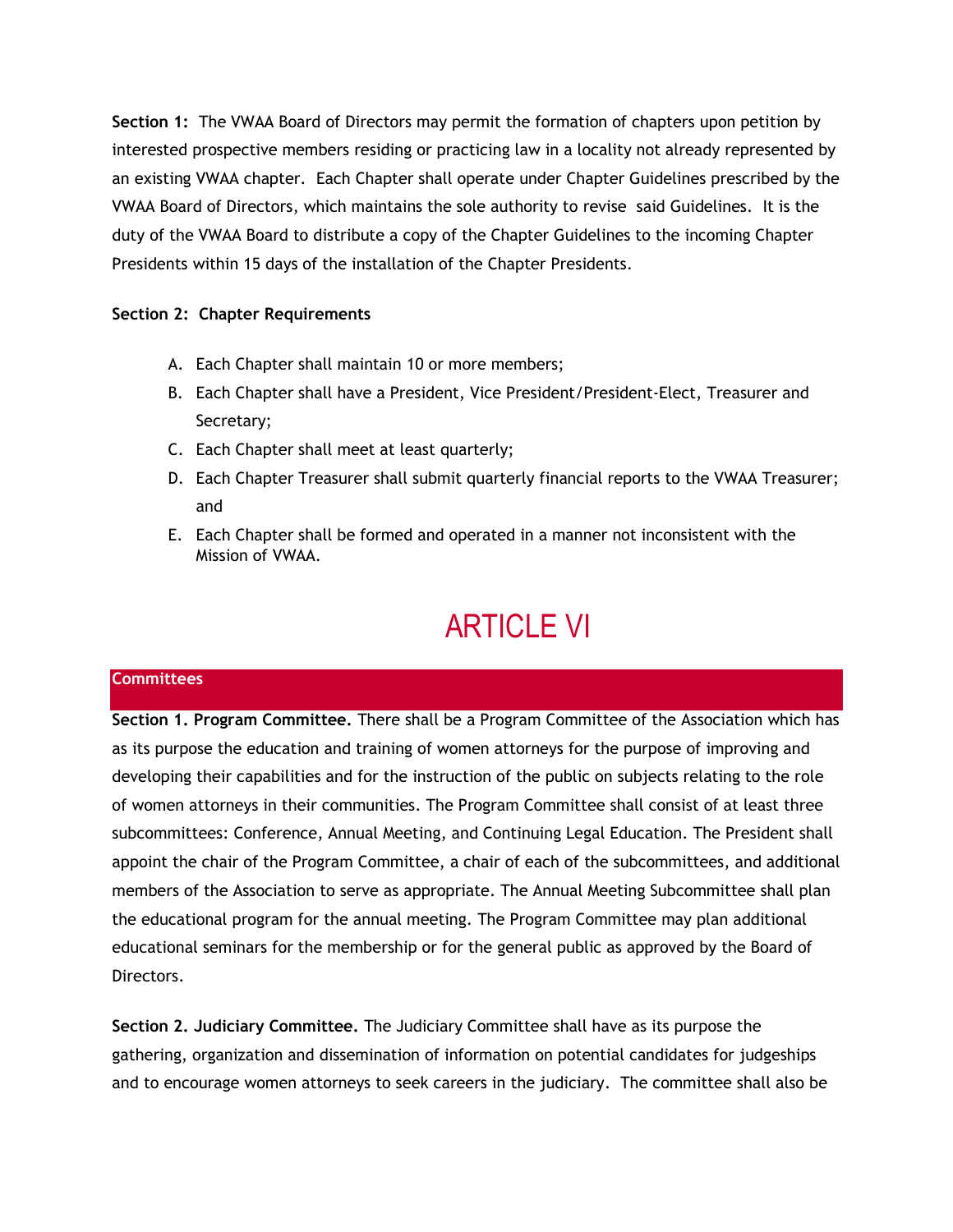**Section 1:** The VWAA Board of Directors may permit the formation of chapters upon petition by interested prospective members residing or practicing law in a locality not already represented by an existing VWAA chapter. Each Chapter shall operate under Chapter Guidelines prescribed by the VWAA Board of Directors, which maintains the sole authority to revise said Guidelines. It is the duty of the VWAA Board to distribute a copy of the Chapter Guidelines to the incoming Chapter Presidents within 15 days of the installation of the Chapter Presidents.

**Section 2: Chapter Requirements**

A. Each Chapter shall maintain 10 or more members;
B. Each Chapter shall have a President, Vice President/President-Elect, Treasurer and Secretary;
C. Each Chapter shall meet at least quarterly;
D. Each Chapter Treasurer shall submit quarterly financial reports to the VWAA Treasurer; and
E. Each Chapter shall be formed and operated in a manner not inconsistent with the Mission of VWAA.

# ARTICLE VI

## Committees

**Section 1. Program Committee.** There shall be a Program Committee of the Association which has as its purpose the education and training of women attorneys for the purpose of improving and developing their capabilities and for the instruction of the public on subjects relating to the role of women attorneys in their communities. The Program Committee shall consist of at least three subcommittees: Conference, Annual Meeting, and Continuing Legal Education. The President shall appoint the chair of the Program Committee, a chair of each of the subcommittees, and additional members of the Association to serve as appropriate. The Annual Meeting Subcommittee shall plan the educational program for the annual meeting. The Program Committee may plan additional educational seminars for the membership or for the general public as approved by the Board of Directors.

**Section 2. Judiciary Committee.** The Judiciary Committee shall have as its purpose the gathering, organization and dissemination of information on potential candidates for judgeships and to encourage women attorneys to seek careers in the judiciary. The committee shall also be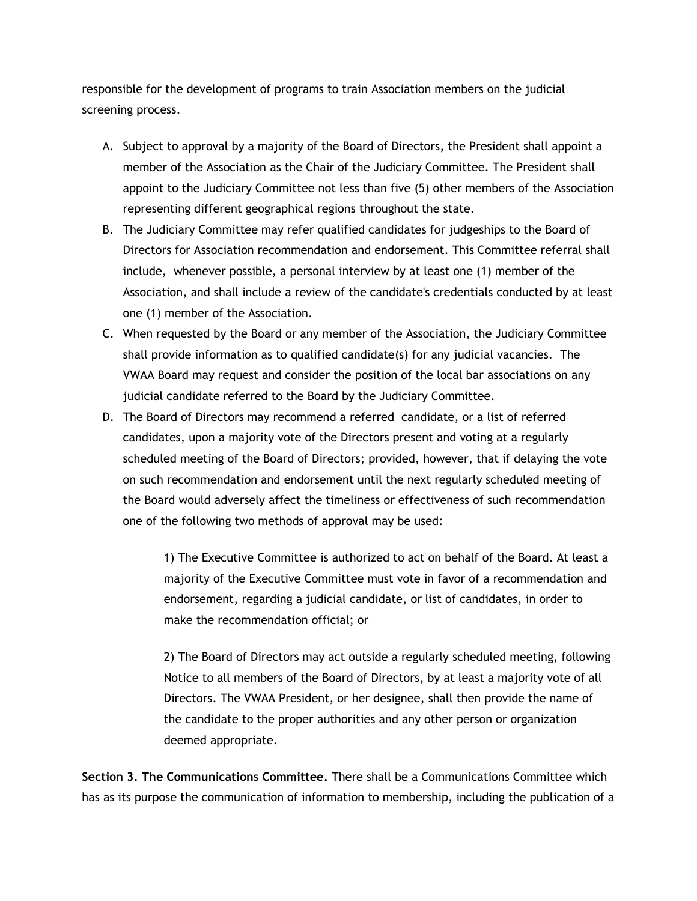responsible for the development of programs to train Association members on the judicial screening process.

A. Subject to approval by a majority of the Board of Directors, the President shall appoint a member of the Association as the Chair of the Judiciary Committee. The President shall appoint to the Judiciary Committee not less than five (5) other members of the Association representing different geographical regions throughout the state.
B. The Judiciary Committee may refer qualified candidates for judgeships to the Board of Directors for Association recommendation and endorsement. This Committee referral shall include, whenever possible, a personal interview by at least one (1) member of the Association, and shall include a review of the candidate's credentials conducted by at least one (1) member of the Association.
C. When requested by the Board or any member of the Association, the Judiciary Committee shall provide information as to qualified candidate(s) for any judicial vacancies. The VWAA Board may request and consider the position of the local bar associations on any judicial candidate referred to the Board by the Judiciary Committee.
D. The Board of Directors may recommend a referred candidate, or a list of referred candidates, upon a majority vote of the Directors present and voting at a regularly scheduled meeting of the Board of Directors; provided, however, that if delaying the vote on such recommendation and endorsement until the next regularly scheduled meeting of the Board would adversely affect the timeliness or effectiveness of such recommendation one of the following two methods of approval may be used:

    1) The Executive Committee is authorized to act on behalf of the Board. At least a majority of the Executive Committee must vote in favor of a recommendation and endorsement, regarding a judicial candidate, or list of candidates, in order to make the recommendation official; or

    2) The Board of Directors may act outside a regularly scheduled meeting, following Notice to all members of the Board of Directors, by at least a majority vote of all Directors. The VWAA President, or her designee, shall then provide the name of the candidate to the proper authorities and any other person or organization deemed appropriate.

**Section 3. The Communications Committee.** There shall be a Communications Committee which has as its purpose the communication of information to membership, including the publication of a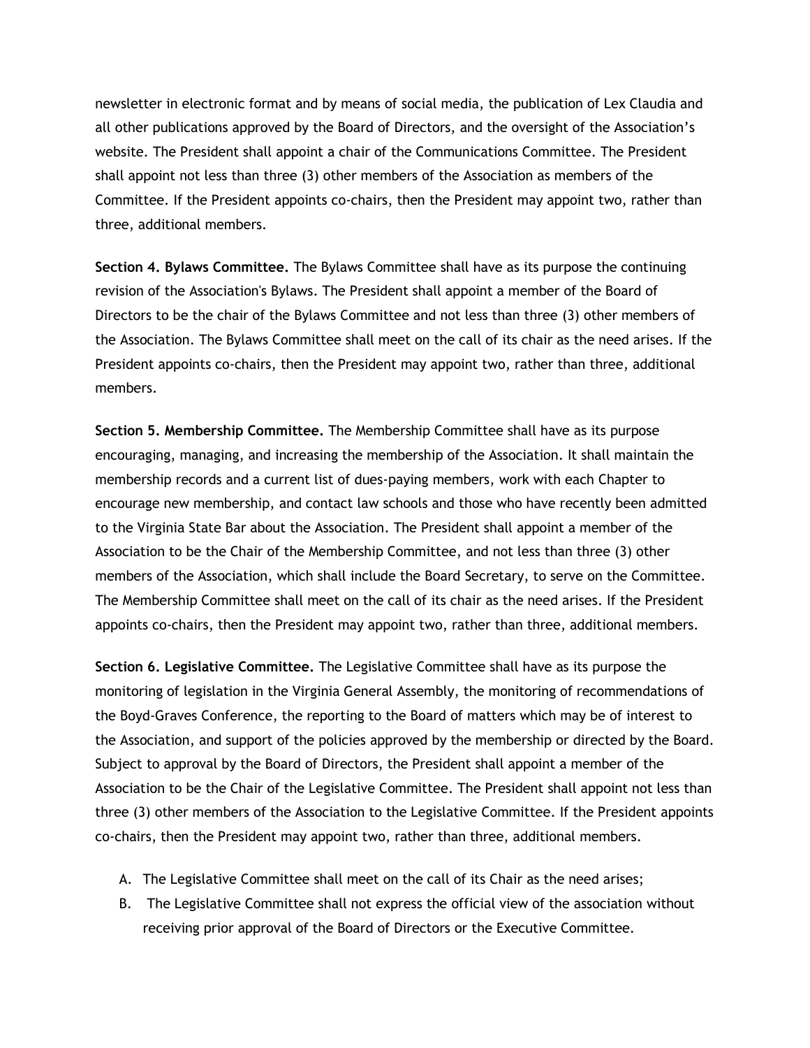newsletter in electronic format and by means of social media, the publication of Lex Claudia and all other publications approved by the Board of Directors, and the oversight of the Association's website. The President shall appoint a chair of the Communications Committee. The President shall appoint not less than three (3) other members of the Association as members of the Committee. If the President appoints co-chairs, then the President may appoint two, rather than three, additional members.

**Section 4. Bylaws Committee.** The Bylaws Committee shall have as its purpose the continuing revision of the Association's Bylaws. The President shall appoint a member of the Board of Directors to be the chair of the Bylaws Committee and not less than three (3) other members of the Association. The Bylaws Committee shall meet on the call of its chair as the need arises. If the President appoints co-chairs, then the President may appoint two, rather than three, additional members.

**Section 5. Membership Committee.** The Membership Committee shall have as its purpose encouraging, managing, and increasing the membership of the Association. It shall maintain the membership records and a current list of dues-paying members, work with each Chapter to encourage new membership, and contact law schools and those who have recently been admitted to the Virginia State Bar about the Association. The President shall appoint a member of the Association to be the Chair of the Membership Committee, and not less than three (3) other members of the Association, which shall include the Board Secretary, to serve on the Committee. The Membership Committee shall meet on the call of its chair as the need arises. If the President appoints co-chairs, then the President may appoint two, rather than three, additional members.

**Section 6. Legislative Committee.** The Legislative Committee shall have as its purpose the monitoring of legislation in the Virginia General Assembly, the monitoring of recommendations of the Boyd-Graves Conference, the reporting to the Board of matters which may be of interest to the Association, and support of the policies approved by the membership or directed by the Board. Subject to approval by the Board of Directors, the President shall appoint a member of the Association to be the Chair of the Legislative Committee. The President shall appoint not less than three (3) other members of the Association to the Legislative Committee. If the President appoints co-chairs, then the President may appoint two, rather than three, additional members.

A. The Legislative Committee shall meet on the call of its Chair as the need arises;
B. The Legislative Committee shall not express the official view of the association without receiving prior approval of the Board of Directors or the Executive Committee.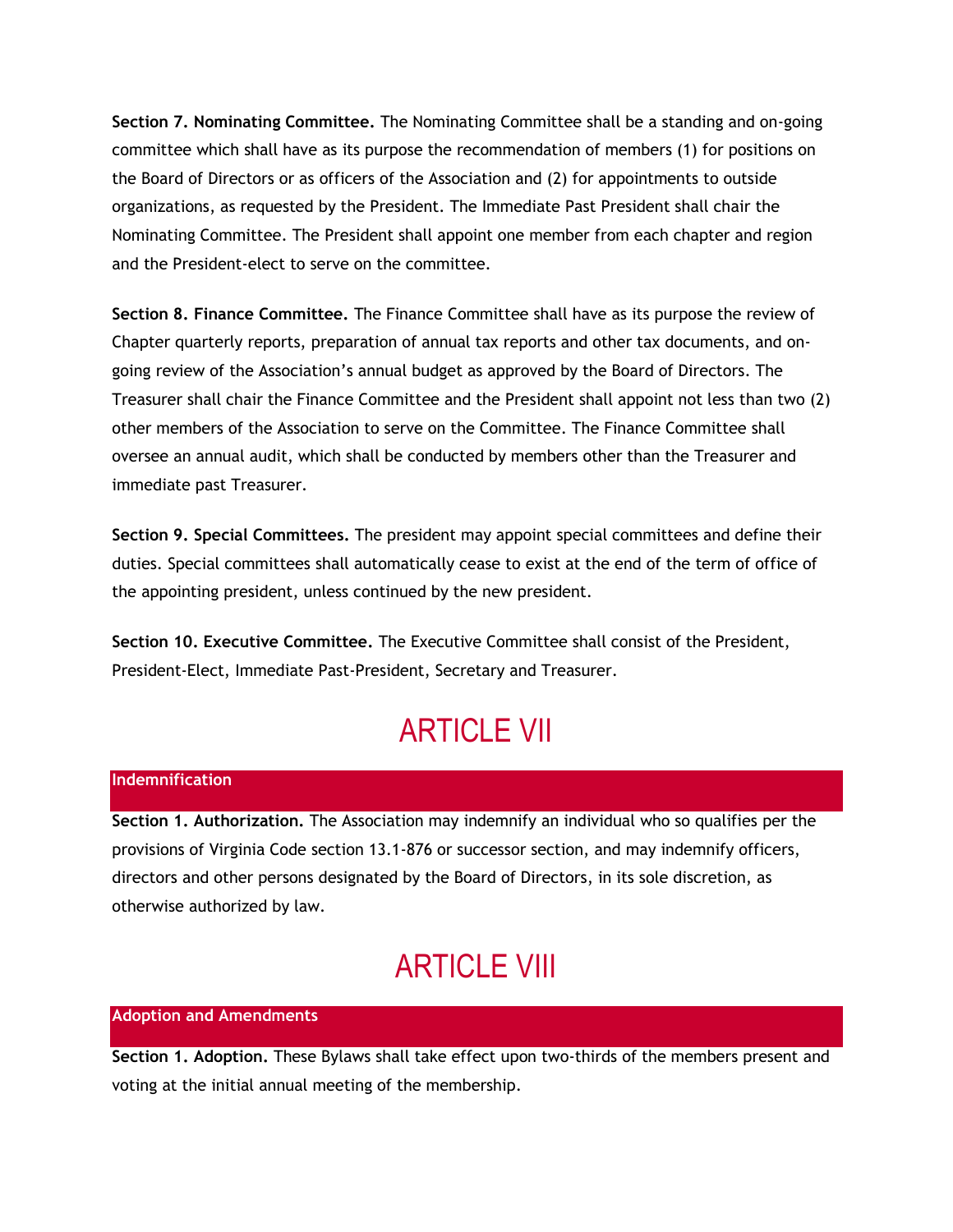**Section 7. Nominating Committee.** The Nominating Committee shall be a standing and on-going committee which shall have as its purpose the recommendation of members (1) for positions on the Board of Directors or as officers of the Association and (2) for appointments to outside organizations, as requested by the President. The Immediate Past President shall chair the Nominating Committee. The President shall appoint one member from each chapter and region and the President-elect to serve on the committee.

**Section 8. Finance Committee.** The Finance Committee shall have as its purpose the review of Chapter quarterly reports, preparation of annual tax reports and other tax documents, and on-going review of the Association's annual budget as approved by the Board of Directors. The Treasurer shall chair the Finance Committee and the President shall appoint not less than two (2) other members of the Association to serve on the Committee. The Finance Committee shall oversee an annual audit, which shall be conducted by members other than the Treasurer and immediate past Treasurer.

**Section 9. Special Committees.** The president may appoint special committees and define their duties. Special committees shall automatically cease to exist at the end of the term of office of the appointing president, unless continued by the new president.

**Section 10. Executive Committee.** The Executive Committee shall consist of the President, President-Elect, Immediate Past-President, Secretary and Treasurer.

# ARTICLE VII

## Indemnification

**Section 1. Authorization.** The Association may indemnify an individual who so qualifies per the provisions of Virginia Code section 13.1-876 or successor section, and may indemnify officers, directors and other persons designated by the Board of Directors, in its sole discretion, as otherwise authorized by law.

# ARTICLE VIII

## Adoption and Amendments

**Section 1. Adoption.** These Bylaws shall take effect upon two-thirds of the members present and voting at the initial annual meeting of the membership.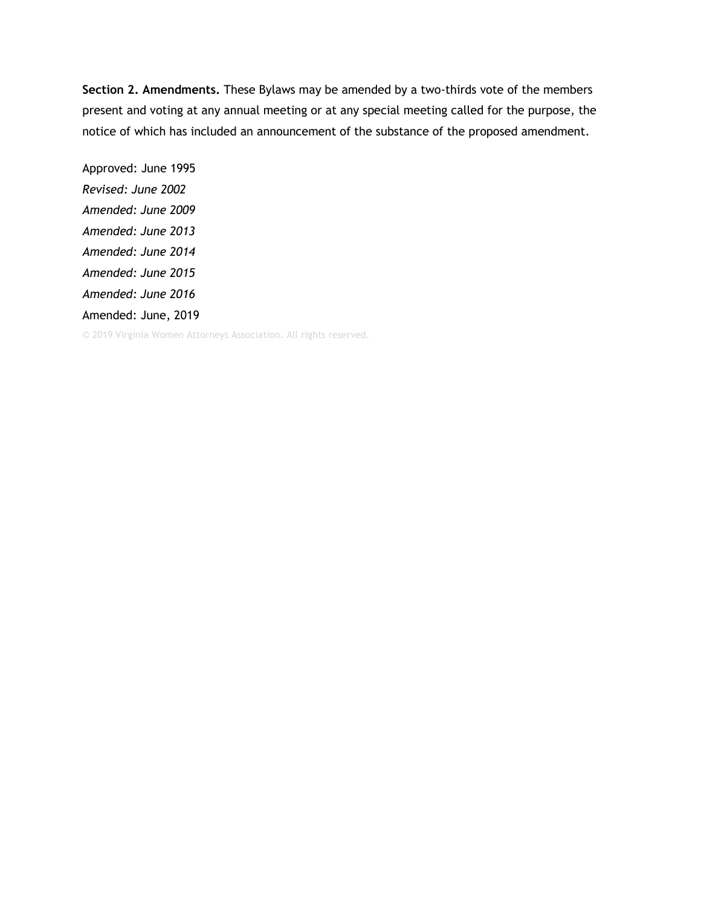**Section 2. Amendments.** These Bylaws may be amended by a two-thirds vote of the members present and voting at any annual meeting or at any special meeting called for the purpose, the notice of which has included an announcement of the substance of the proposed amendment.

Approved: June 1995
*Revised: June 2002*
*Amended: June 2009*
*Amended: June 2013*
*Amended: June 2014*
*Amended: June 2015*
*Amended: June 2016*
Amended: June, 2019

© 2019 Virginia Women Attorneys Association. All rights reserved.